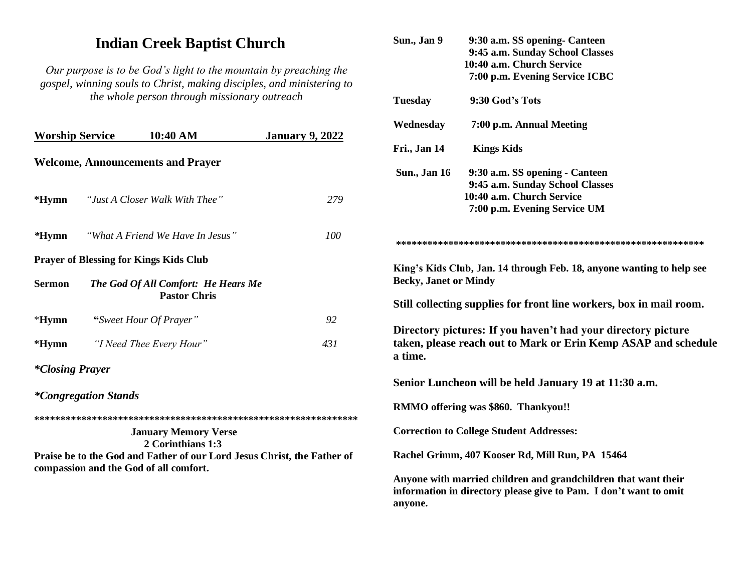# Indian Creek Baptist Church

*Our purpose is to be God's light to the mountain by preaching the gospel, winning souls to Christ, making disciples, and ministering to the whole person through missionary outreach*

**Worship Service 10:40 AM January 9, 2022**

**Welcome, Announcements and Prayer**

**\*Hymn** *"Just A Closer Walk With Thee"* *279*

**\*Hymn** *"What A Friend We Have In Jesus"* *100*

**Prayer of Blessing for Kings Kids Club**

**Sermon** ***The God Of All Comfort: He Hears Me***
**Pastor Chris**

\***Hymn** **"***Sweet Hour Of Prayer"* *92*

**\*Hymn** *"I Need Thee Every Hour"* *431*

***\*Closing Prayer***

***\*Congregation Stands***

**\*\*\*\*\*\*\*\*\*\*\*\*\*\*\*\*\*\*\*\*\*\*\*\*\*\*\*\*\*\*\*\*\*\*\*\*\*\*\*\*\*\*\*\*\*\*\*\*\*\*\*\*\*\*\*\*\*\*\*\*\*\***

**January Memory Verse**
**2 Corinthians 1:3**

**Praise be to the God and Father of our Lord Jesus Christ, the Father of compassion and the God of all comfort.**

**Sun., Jan 9** 9:30 a.m. SS opening- Canteen
9:45 a.m. Sunday School Classes
10:40 a.m. Church Service
7:00 p.m. Evening Service ICBC

**Tuesday** 9:30 God's Tots

**Wednesday** 7:00 p.m. Annual Meeting

**Fri., Jan 14** Kings Kids

**Sun., Jan 16** 9:30 a.m. SS opening - Canteen
9:45 a.m. Sunday School Classes
10:40 a.m. Church Service
7:00 p.m. Evening Service UM

**\*\*\*\*\*\*\*\*\*\*\*\*\*\*\*\*\*\*\*\*\*\*\*\*\*\*\*\*\*\*\*\*\*\*\*\*\*\*\*\*\*\*\*\*\*\*\*\*\*\*\*\*\*\*\*\*\*\*\*\*\***

**King's Kids Club, Jan. 14 through Feb. 18, anyone wanting to help see Becky, Janet or Mindy**

**Still collecting supplies for front line workers, box in mail room.**

**Directory pictures: If you haven't had your directory picture taken, please reach out to Mark or Erin Kemp ASAP and schedule a time.**

**Senior Luncheon will be held January 19 at 11:30 a.m.**

**RMMO offering was $860. Thankyou!!**

**Correction to College Student Addresses:**

**Rachel Grimm, 407 Kooser Rd, Mill Run, PA 15464**

**Anyone with married children and grandchildren that want their information in directory please give to Pam. I don't want to omit anyone.**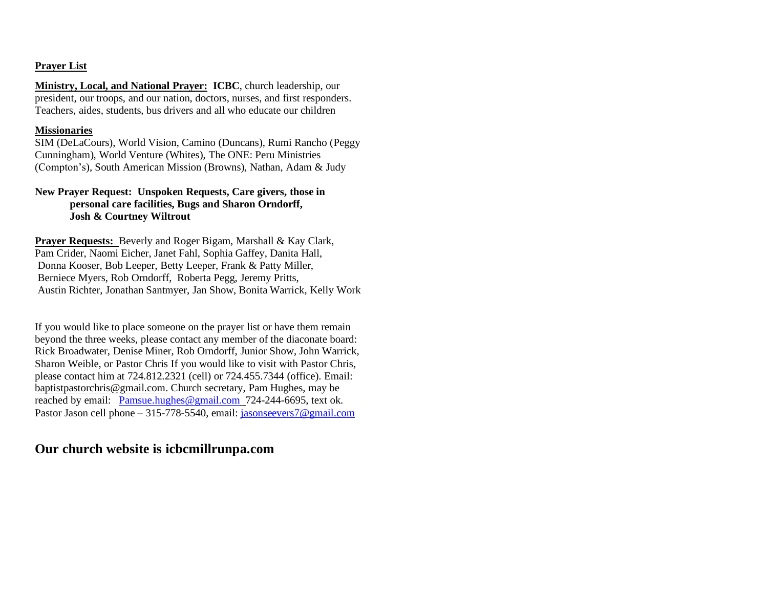**Prayer List**

**Ministry, Local, and National Prayer:** **ICBC**, church leadership, our president, our troops, and our nation, doctors, nurses, and first responders. Teachers, aides, students, bus drivers and all who educate our children

**Missionaries**

SIM (DeLaCours), World Vision, Camino (Duncans), Rumi Rancho (Peggy Cunningham), World Venture (Whites), The ONE: Peru Ministries (Compton's), South American Mission (Browns), Nathan, Adam & Judy

**New Prayer Request: Unspoken Requests, Care givers, those in personal care facilities, Bugs and Sharon Orndorff, Josh & Courtney Wiltrout**

**Prayer Requests:** Beverly and Roger Bigam, Marshall & Kay Clark, Pam Crider, Naomi Eicher, Janet Fahl, Sophia Gaffey, Danita Hall, Donna Kooser, Bob Leeper, Betty Leeper, Frank & Patty Miller, Berniece Myers, Rob Orndorff, Roberta Pegg, Jeremy Pritts, Austin Richter, Jonathan Santmyer, Jan Show, Bonita Warrick, Kelly Work

If you would like to place someone on the prayer list or have them remain beyond the three weeks, please contact any member of the diaconate board: Rick Broadwater, Denise Miner, Rob Orndorff, Junior Show, John Warrick, Sharon Weible, or Pastor Chris If you would like to visit with Pastor Chris, please contact him at 724.812.2321 (cell) or 724.455.7344 (office). Email: baptistpastorchris@gmail.com. Church secretary, Pam Hughes, may be reached by email: Pamsue.hughes@gmail.com 724-244-6695, text ok. Pastor Jason cell phone – 315-778-5540, email: jasonseevers7@gmail.com

## Our church website is icbcmillrunpa.com